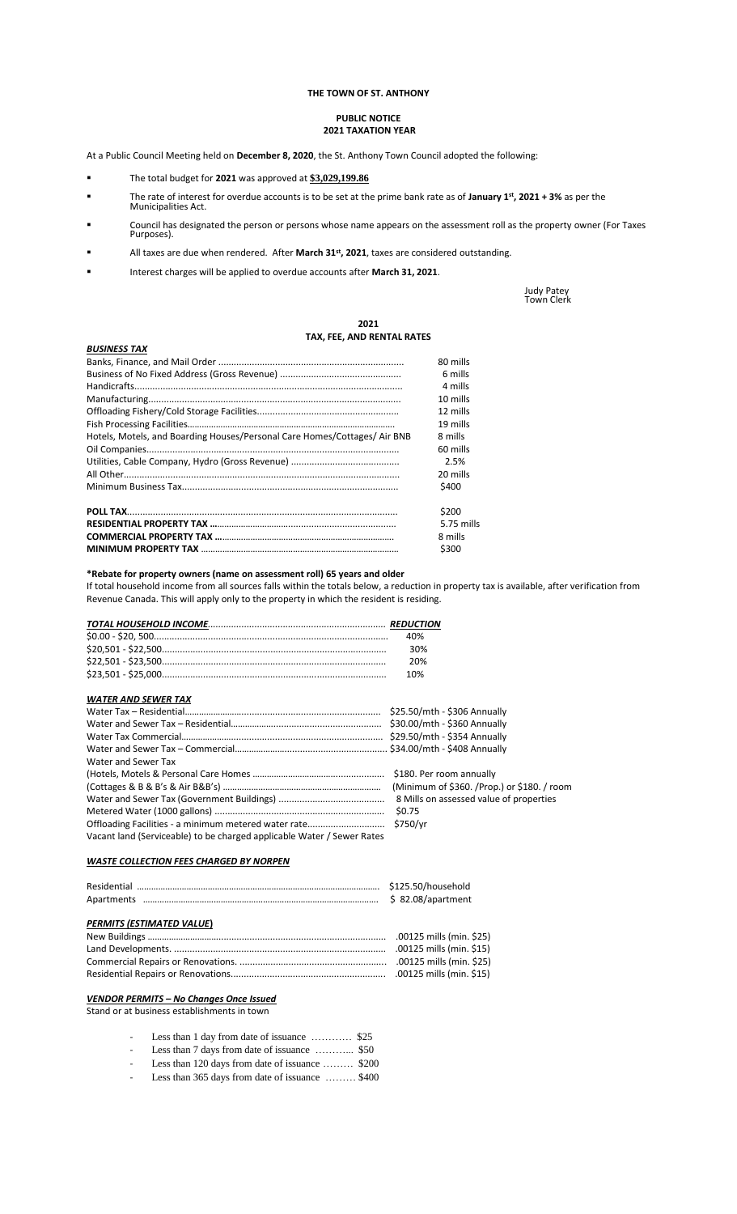# THE TOWN OF ST. ANTHONY

## PUBLIC NOTICE
## 2021 TAXATION YEAR

At a Public Council Meeting held on **December 8, 2020**, the St. Anthony Town Council adopted the following:

- The total budget for **2021** was approved at **$3,029,199.86**
- The rate of interest for overdue accounts is to be set at the prime bank rate as of **January 1st, 2021 + 3%** as per the Municipalities Act.
- Council has designated the person or persons whose name appears on the assessment roll as the property owner (For Taxes Purposes).
- All taxes are due when rendered. After **March 31st, 2021**, taxes are considered outstanding.
- Interest charges will be applied to overdue accounts after **March 31, 2021**.

Judy Patey
Town Clerk

## 2021
## TAX, FEE, AND RENTAL RATES

***BUSINESS TAX***

| | |
|---|---|
| Banks, Finance, and Mail Order | 80 mills |
| Business of No Fixed Address (Gross Revenue) | 6 mills |
| Handicrafts | 4 mills |
| Manufacturing | 10 mills |
| Offloading Fishery/Cold Storage Facilities | 12 mills |
| Fish Processing Facilities | 19 mills |
| Hotels, Motels, and Boarding Houses/Personal Care Homes/Cottages/ Air BNB | 8 mills |
| Oil Companies | 60 mills |
| Utilities, Cable Company, Hydro (Gross Revenue) | 2.5% |
| All Other | 20 mills |
| Minimum Business Tax | $400 |
| **POLL TAX** | $200 |
| **RESIDENTIAL PROPERTY TAX** | 5.75 mills |
| **COMMERCIAL PROPERTY TAX** | 8 mills |
| **MINIMUM PROPERTY TAX** | $300 |

**\*Rebate for property owners (name on assessment roll) 65 years and older**
If total household income from all sources falls within the totals below, a reduction in property tax is available, after verification from Revenue Canada. This will apply only to the property in which the resident is residing.

| ***TOTAL HOUSEHOLD INCOME*** | ***REDUCTION*** |
|---|---|
| $0.00 - $20, 500 | 40% |
| $20,501 - $22,500 | 30% |
| $22,501 - $23,500 | 20% |
| $23,501 - $25,000 | 10% |

***WATER AND SEWER TAX***

| | |
|---|---|
| Water Tax – Residential | $25.50/mth - $306 Annually |
| Water and Sewer Tax – Residential | $30.00/mth - $360 Annually |
| Water Tax Commercial | $29.50/mth - $354 Annually |
| Water and Sewer Tax – Commercial | $34.00/mth - $408 Annually |
| Water and Sewer Tax | |
| (Hotels, Motels & Personal Care Homes | $180. Per room annually |
| (Cottages & B & B's & Air B&B's) | (Minimum of $360. /Prop.) or $180. / room |
| Water and Sewer Tax (Government Buildings) | 8 Mills on assessed value of properties |
| Metered Water (1000 gallons) | $0.75 |
| Offloading Facilities - a minimum metered water rate | $750/yr |
| Vacant land (Serviceable) to be charged applicable Water / Sewer Rates | |

***WASTE COLLECTION FEES CHARGED BY NORPEN***

| | |
|---|---|
| Residential | $125.50/household |
| Apartments | $ 82.08/apartment |

***PERMITS (ESTIMATED VALUE)***

| | |
|---|---|
| New Buildings | .00125 mills (min. $25) |
| Land Developments. | .00125 mills (min. $15) |
| Commercial Repairs or Renovations. | .00125 mills (min. $25) |
| Residential Repairs or Renovations | .00125 mills (min. $15) |

***VENDOR PERMITS – No Changes Once Issued***
Stand or at business establishments in town

- Less than 1 day from date of issuance ………… $25
- Less than 7 days from date of issuance ……….. $50
- Less than 120 days from date of issuance ……… $200
- Less than 365 days from date of issuance ……… $400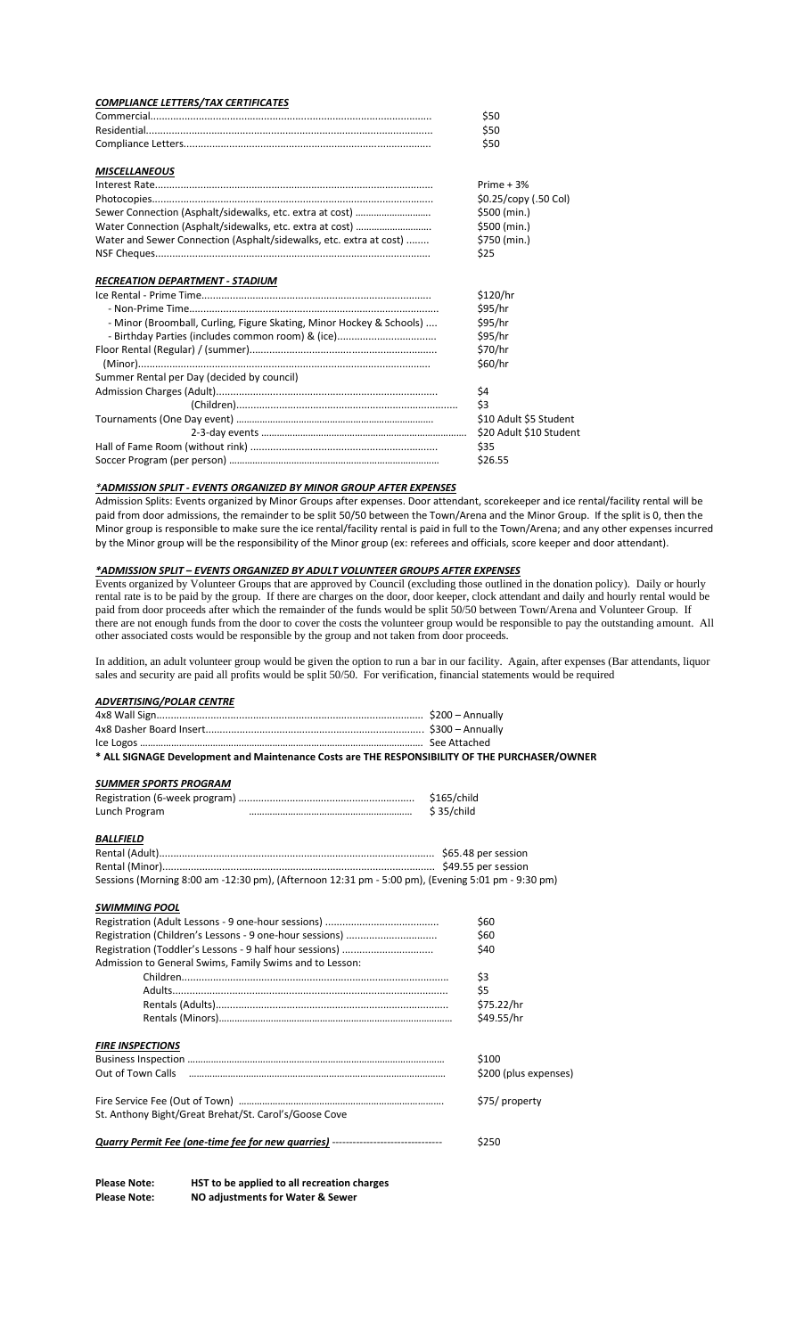***COMPLIANCE LETTERS/TAX CERTIFICATES***

| | |
|---|---|
| Commercial | $50 |
| Residential | $50 |
| Compliance Letters | $50 |

***MISCELLANEOUS***

| | |
|---|---|
| Interest Rate | Prime + 3% |
| Photocopies | $0.25/copy (.50 Col) |
| Sewer Connection (Asphalt/sidewalks, etc. extra at cost) | $500 (min.) |
| Water Connection (Asphalt/sidewalks, etc. extra at cost) | $500 (min.) |
| Water and Sewer Connection (Asphalt/sidewalks, etc. extra at cost) | $750 (min.) |
| NSF Cheques | $25 |

***RECREATION DEPARTMENT - STADIUM***

| | |
|---|---|
| Ice Rental - Prime Time | $120/hr |
| - Non-Prime Time | $95/hr |
| - Minor (Broomball, Curling, Figure Skating, Minor Hockey & Schools) | $95/hr |
| - Birthday Parties (includes common room) & (ice) | $95/hr |
| Floor Rental (Regular) / (summer) | $70/hr |
| (Minor) | $60/hr |
| Summer Rental per Day (decided by council) | |
| Admission Charges (Adult) | $4 |
| (Children) | $3 |
| Tournaments (One Day event) | $10 Adult $5 Student |
| 2-3-day events | $20 Adult $10 Student |
| Hall of Fame Room (without rink) | $35 |
| Soccer Program (per person) | $26.55 |

***\*ADMISSION SPLIT - EVENTS ORGANIZED BY MINOR GROUP AFTER EXPENSES***

Admission Splits: Events organized by Minor Groups after expenses. Door attendant, scorekeeper and ice rental/facility rental will be paid from door admissions, the remainder to be split 50/50 between the Town/Arena and the Minor Group. If the split is 0, then the Minor group is responsible to make sure the ice rental/facility rental is paid in full to the Town/Arena; and any other expenses incurred by the Minor group will be the responsibility of the Minor group (ex: referees and officials, score keeper and door attendant).

***\*ADMISSION SPLIT – EVENTS ORGANIZED BY ADULT VOLUNTEER GROUPS AFTER EXPENSES***

Events organized by Volunteer Groups that are approved by Council (excluding those outlined in the donation policy). Daily or hourly rental rate is to be paid by the group. If there are charges on the door, door keeper, clock attendant and daily and hourly rental would be paid from door proceeds after which the remainder of the funds would be split 50/50 between Town/Arena and Volunteer Group. If there are not enough funds from the door to cover the costs the volunteer group would be responsible to pay the outstanding amount. All other associated costs would be responsible by the group and not taken from door proceeds.

In addition, an adult volunteer group would be given the option to run a bar in our facility. Again, after expenses (Bar attendants, liquor sales and security are paid all profits would be split 50/50. For verification, financial statements would be required

***ADVERTISING/POLAR CENTRE***

| | |
|---|---|
| 4x8 Wall Sign | $200 – Annually |
| 4x8 Dasher Board Insert | $300 – Annually |
| Ice Logos | See Attached |

**\* ALL SIGNAGE Development and Maintenance Costs are THE RESPONSIBILITY OF THE PURCHASER/OWNER**

***SUMMER SPORTS PROGRAM***

| | |
|---|---|
| Registration (6-week program) | $165/child |
| Lunch Program | $ 35/child |

***BALLFIELD***

| | |
|---|---|
| Rental (Adult) | $65.48 per session |
| Rental (Minor) | $49.55 per session |

Sessions (Morning 8:00 am -12:30 pm), (Afternoon 12:31 pm - 5:00 pm), (Evening 5:01 pm - 9:30 pm)

***SWIMMING POOL***

| | |
|---|---|
| Registration (Adult Lessons - 9 one-hour sessions) | $60 |
| Registration (Children's Lessons - 9 one-hour sessions) | $60 |
| Registration (Toddler's Lessons - 9 half hour sessions) | $40 |
| Admission to General Swims, Family Swims and to Lesson: | |
| Children | $3 |
| Adults | $5 |
| Rentals (Adults) | $75.22/hr |
| Rentals (Minors) | $49.55/hr |

***FIRE INSPECTIONS***

| | |
|---|---|
| Business Inspection | $100 |
| Out of Town Calls | $200 (plus expenses) |
| Fire Service Fee (Out of Town) | $75/ property |

St. Anthony Bight/Great Brehat/St. Carol's/Goose Cove

***Quarry Permit Fee (one-time fee for new quarries)*** ------------------------------- $250

**Please Note:** **HST to be applied to all recreation charges**
**Please Note:** **NO adjustments for Water & Sewer**